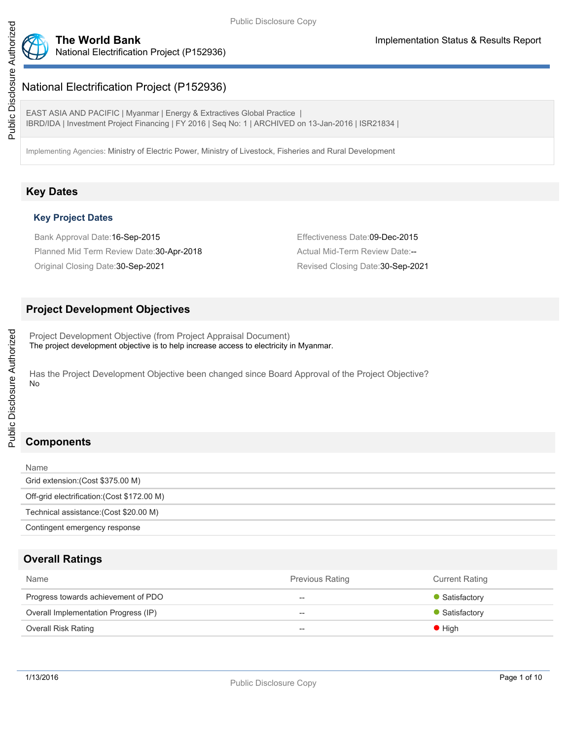# National Electrification Project (P152936)

EAST ASIA AND PACIFIC | Myanmar | Energy & Extractives Global Practice |
IBRD/IDA | Investment Project Financing | FY 2016 | Seq No: 1 | ARCHIVED on 13-Jan-2016 | ISR21834 |

Implementing Agencies: Ministry of Electric Power, Ministry of Livestock, Fisheries and Rural Development

## Key Dates

### Key Project Dates

Bank Approval Date:16-Sep-2015

Effectiveness Date:09-Dec-2015

Planned Mid Term Review Date:30-Apr-2018

Actual Mid-Term Review Date:--

Original Closing Date:30-Sep-2021

Revised Closing Date:30-Sep-2021

## Project Development Objectives

Project Development Objective (from Project Appraisal Document)

The project development objective is to help increase access to electricity in Myanmar.

Has the Project Development Objective been changed since Board Approval of the Project Objective?

No

## Components

| Name |
|---|
| Grid extension:(Cost $375.00 M) |
| Off-grid electrification:(Cost $172.00 M) |
| Technical assistance:(Cost $20.00 M) |
| Contingent emergency response |

## Overall Ratings

| Name | Previous Rating | Current Rating |
|---|---|---|
| Progress towards achievement of PDO | -- | Satisfactory |
| Overall Implementation Progress (IP) | -- | Satisfactory |
| Overall Risk Rating | -- | High |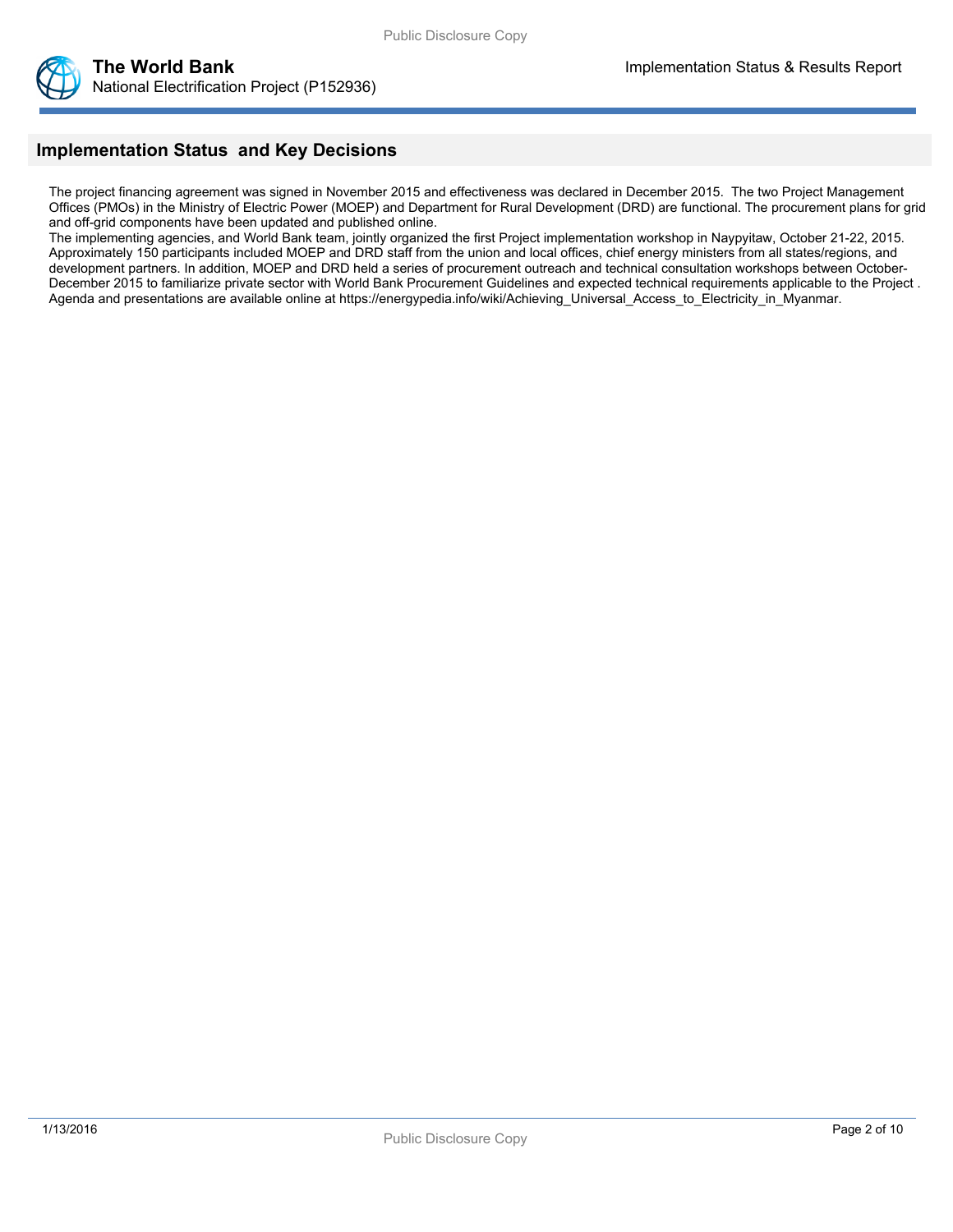## Implementation Status and Key Decisions

The project financing agreement was signed in November 2015 and effectiveness was declared in December 2015. The two Project Management Offices (PMOs) in the Ministry of Electric Power (MOEP) and Department for Rural Development (DRD) are functional. The procurement plans for grid and off-grid components have been updated and published online.
The implementing agencies, and World Bank team, jointly organized the first Project implementation workshop in Naypyitaw, October 21-22, 2015. Approximately 150 participants included MOEP and DRD staff from the union and local offices, chief energy ministers from all states/regions, and development partners. In addition, MOEP and DRD held a series of procurement outreach and technical consultation workshops between October-December 2015 to familiarize private sector with World Bank Procurement Guidelines and expected technical requirements applicable to the Project . Agenda and presentations are available online at https://energypedia.info/wiki/Achieving_Universal_Access_to_Electricity_in_Myanmar.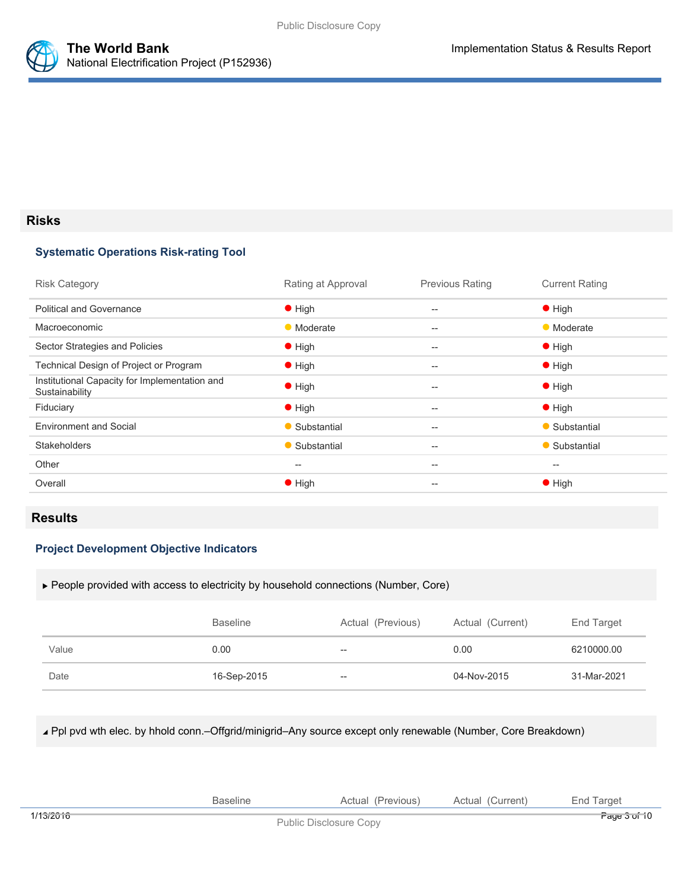## Risks

### Systematic Operations Risk-rating Tool

| Risk Category | Rating at Approval | Previous Rating | Current Rating |
|---|---|---|---|
| Political and Governance | High | -- | High |
| Macroeconomic | Moderate | -- | Moderate |
| Sector Strategies and Policies | High | -- | High |
| Technical Design of Project or Program | High | -- | High |
| Institutional Capacity for Implementation and Sustainability | High | -- | High |
| Fiduciary | High | -- | High |
| Environment and Social | Substantial | -- | Substantial |
| Stakeholders | Substantial | -- | Substantial |
| Other | -- | -- | -- |
| Overall | High | -- | High |

## Results

### Project Development Objective Indicators

▶ People provided with access to electricity by household connections (Number, Core)

| | Baseline | Actual (Previous) | Actual (Current) | End Target |
|---|---|---|---|---|
| Value | 0.00 | -- | 0.00 | 6210000.00 |
| Date | 16-Sep-2015 | -- | 04-Nov-2015 | 31-Mar-2021 |

◢ Ppl pvd wth elec. by hhold conn.–Offgrid/minigrid–Any source except only renewable (Number, Core Breakdown)

| | Baseline | Actual (Previous) | Actual (Current) | End Target |
|---|---|---|---|---|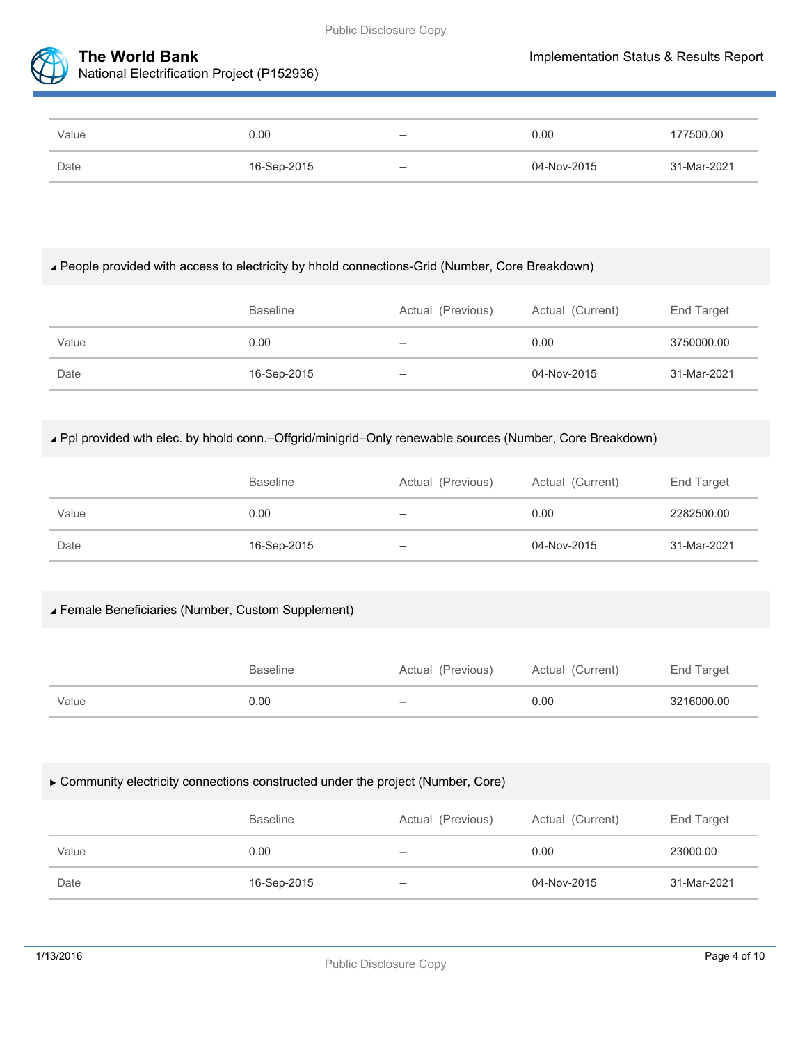| | | | | |
|---|---|---|---|---|
| Value | 0.00 | -- | 0.00 | 177500.00 |
| Date | 16-Sep-2015 | -- | 04-Nov-2015 | 31-Mar-2021 |

◢ People provided with access to electricity by hhold connections-Grid (Number, Core Breakdown)

| | Baseline | Actual (Previous) | Actual (Current) | End Target |
|---|---|---|---|---|
| Value | 0.00 | -- | 0.00 | 3750000.00 |
| Date | 16-Sep-2015 | -- | 04-Nov-2015 | 31-Mar-2021 |

◢ Ppl provided wth elec. by hhold conn.–Offgrid/minigrid–Only renewable sources (Number, Core Breakdown)

| | Baseline | Actual (Previous) | Actual (Current) | End Target |
|---|---|---|---|---|
| Value | 0.00 | -- | 0.00 | 2282500.00 |
| Date | 16-Sep-2015 | -- | 04-Nov-2015 | 31-Mar-2021 |

◢ Female Beneficiaries (Number, Custom Supplement)

| | Baseline | Actual (Previous) | Actual (Current) | End Target |
|---|---|---|---|---|
| Value | 0.00 | -- | 0.00 | 3216000.00 |

▸ Community electricity connections constructed under the project (Number, Core)

| | Baseline | Actual (Previous) | Actual (Current) | End Target |
|---|---|---|---|---|
| Value | 0.00 | -- | 0.00 | 23000.00 |
| Date | 16-Sep-2015 | -- | 04-Nov-2015 | 31-Mar-2021 |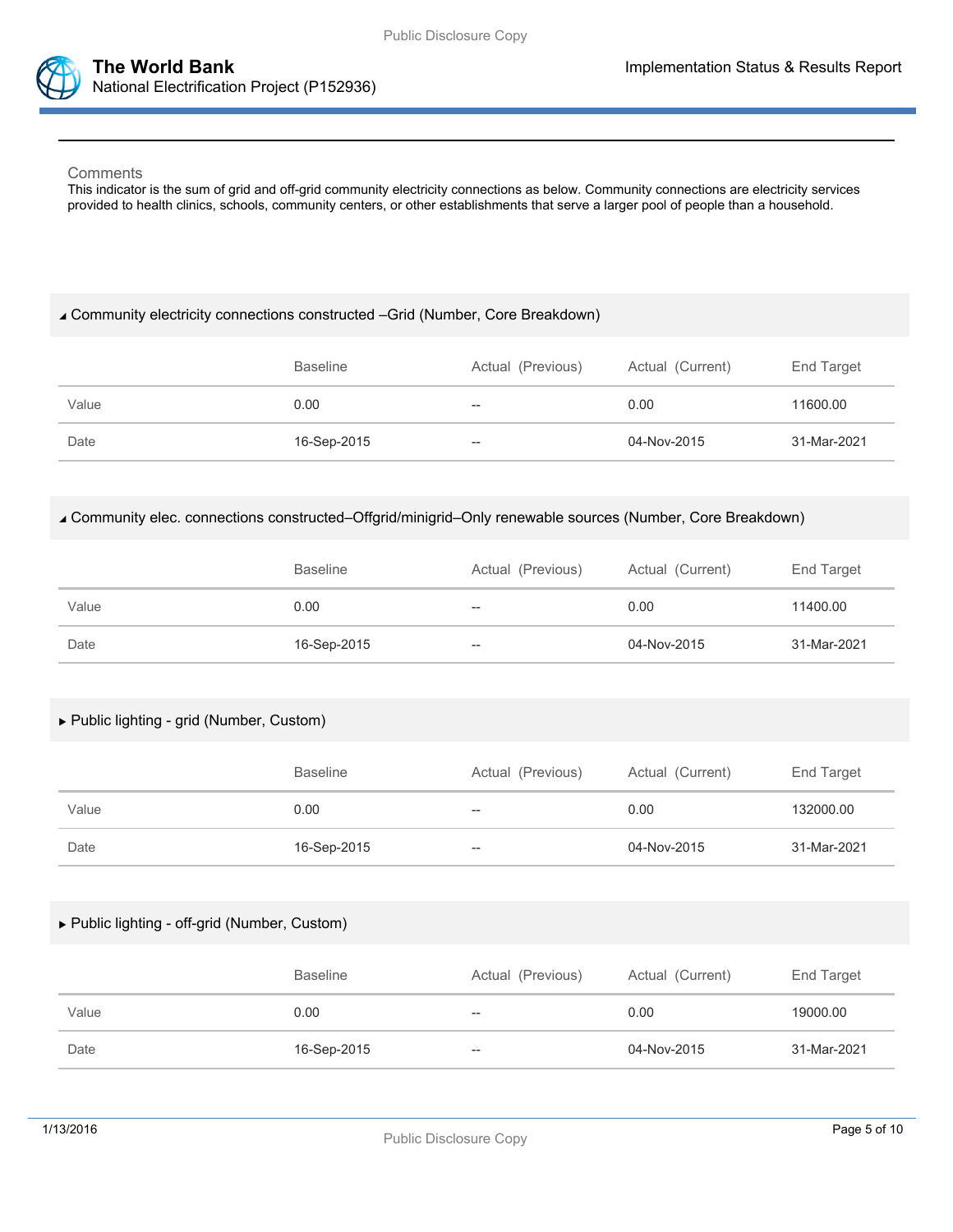Comments

This indicator is the sum of grid and off-grid community electricity connections as below. Community connections are electricity services provided to health clinics, schools, community centers, or other establishments that serve a larger pool of people than a household.

◢ Community electricity connections constructed –Grid (Number, Core Breakdown)

| | Baseline | Actual (Previous) | Actual (Current) | End Target |
|---|---|---|---|---|
| Value | 0.00 | -- | 0.00 | 11600.00 |
| Date | 16-Sep-2015 | -- | 04-Nov-2015 | 31-Mar-2021 |

◢ Community elec. connections constructed–Offgrid/minigrid–Only renewable sources (Number, Core Breakdown)

| | Baseline | Actual (Previous) | Actual (Current) | End Target |
|---|---|---|---|---|
| Value | 0.00 | -- | 0.00 | 11400.00 |
| Date | 16-Sep-2015 | -- | 04-Nov-2015 | 31-Mar-2021 |

▸ Public lighting - grid (Number, Custom)

| | Baseline | Actual (Previous) | Actual (Current) | End Target |
|---|---|---|---|---|
| Value | 0.00 | -- | 0.00 | 132000.00 |
| Date | 16-Sep-2015 | -- | 04-Nov-2015 | 31-Mar-2021 |

▸ Public lighting - off-grid (Number, Custom)

| | Baseline | Actual (Previous) | Actual (Current) | End Target |
|---|---|---|---|---|
| Value | 0.00 | -- | 0.00 | 19000.00 |
| Date | 16-Sep-2015 | -- | 04-Nov-2015 | 31-Mar-2021 |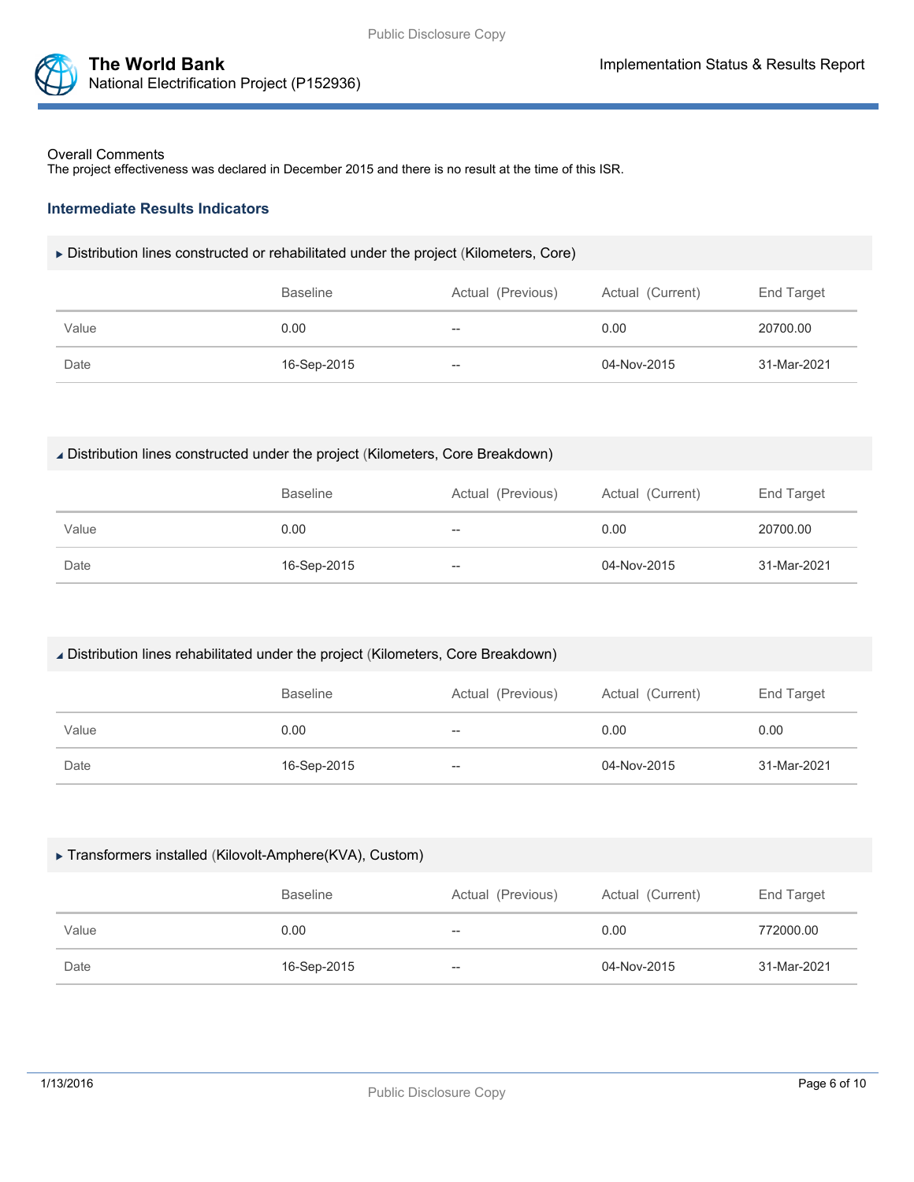Overall Comments

The project effectiveness was declared in December 2015 and there is no result at the time of this ISR.

### Intermediate Results Indicators

▶ Distribution lines constructed or rehabilitated under the project (Kilometers, Core)

| | Baseline | Actual (Previous) | Actual (Current) | End Target |
|---|---|---|---|---|
| Value | 0.00 | -- | 0.00 | 20700.00 |
| Date | 16-Sep-2015 | -- | 04-Nov-2015 | 31-Mar-2021 |

◢ Distribution lines constructed under the project (Kilometers, Core Breakdown)

| | Baseline | Actual (Previous) | Actual (Current) | End Target |
|---|---|---|---|---|
| Value | 0.00 | -- | 0.00 | 20700.00 |
| Date | 16-Sep-2015 | -- | 04-Nov-2015 | 31-Mar-2021 |

◢ Distribution lines rehabilitated under the project (Kilometers, Core Breakdown)

| | Baseline | Actual (Previous) | Actual (Current) | End Target |
|---|---|---|---|---|
| Value | 0.00 | -- | 0.00 | 0.00 |
| Date | 16-Sep-2015 | -- | 04-Nov-2015 | 31-Mar-2021 |

▶ Transformers installed (Kilovolt-Amphere(KVA), Custom)

| | Baseline | Actual (Previous) | Actual (Current) | End Target |
|---|---|---|---|---|
| Value | 0.00 | -- | 0.00 | 772000.00 |
| Date | 16-Sep-2015 | -- | 04-Nov-2015 | 31-Mar-2021 |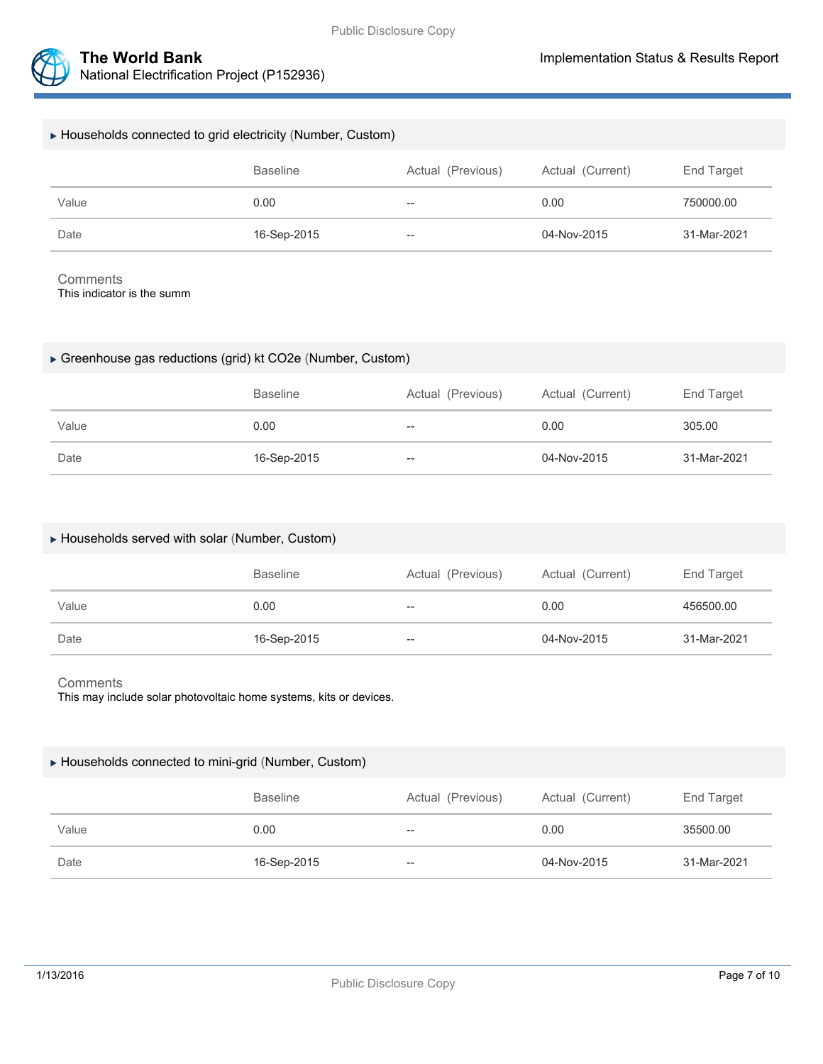### ▸ Households connected to grid electricity (Number, Custom)

| | Baseline | Actual (Previous) | Actual (Current) | End Target |
|---|---|---|---|---|
| Value | 0.00 | -- | 0.00 | 750000.00 |
| Date | 16-Sep-2015 | -- | 04-Nov-2015 | 31-Mar-2021 |

Comments

This indicator is the summ

### ▸ Greenhouse gas reductions (grid) kt CO2e (Number, Custom)

| | Baseline | Actual (Previous) | Actual (Current) | End Target |
|---|---|---|---|---|
| Value | 0.00 | -- | 0.00 | 305.00 |
| Date | 16-Sep-2015 | -- | 04-Nov-2015 | 31-Mar-2021 |

### ▸ Households served with solar (Number, Custom)

| | Baseline | Actual (Previous) | Actual (Current) | End Target |
|---|---|---|---|---|
| Value | 0.00 | -- | 0.00 | 456500.00 |
| Date | 16-Sep-2015 | -- | 04-Nov-2015 | 31-Mar-2021 |

Comments

This may include solar photovoltaic home systems, kits or devices.

### ▸ Households connected to mini-grid (Number, Custom)

| | Baseline | Actual (Previous) | Actual (Current) | End Target |
|---|---|---|---|---|
| Value | 0.00 | -- | 0.00 | 35500.00 |
| Date | 16-Sep-2015 | -- | 04-Nov-2015 | 31-Mar-2021 |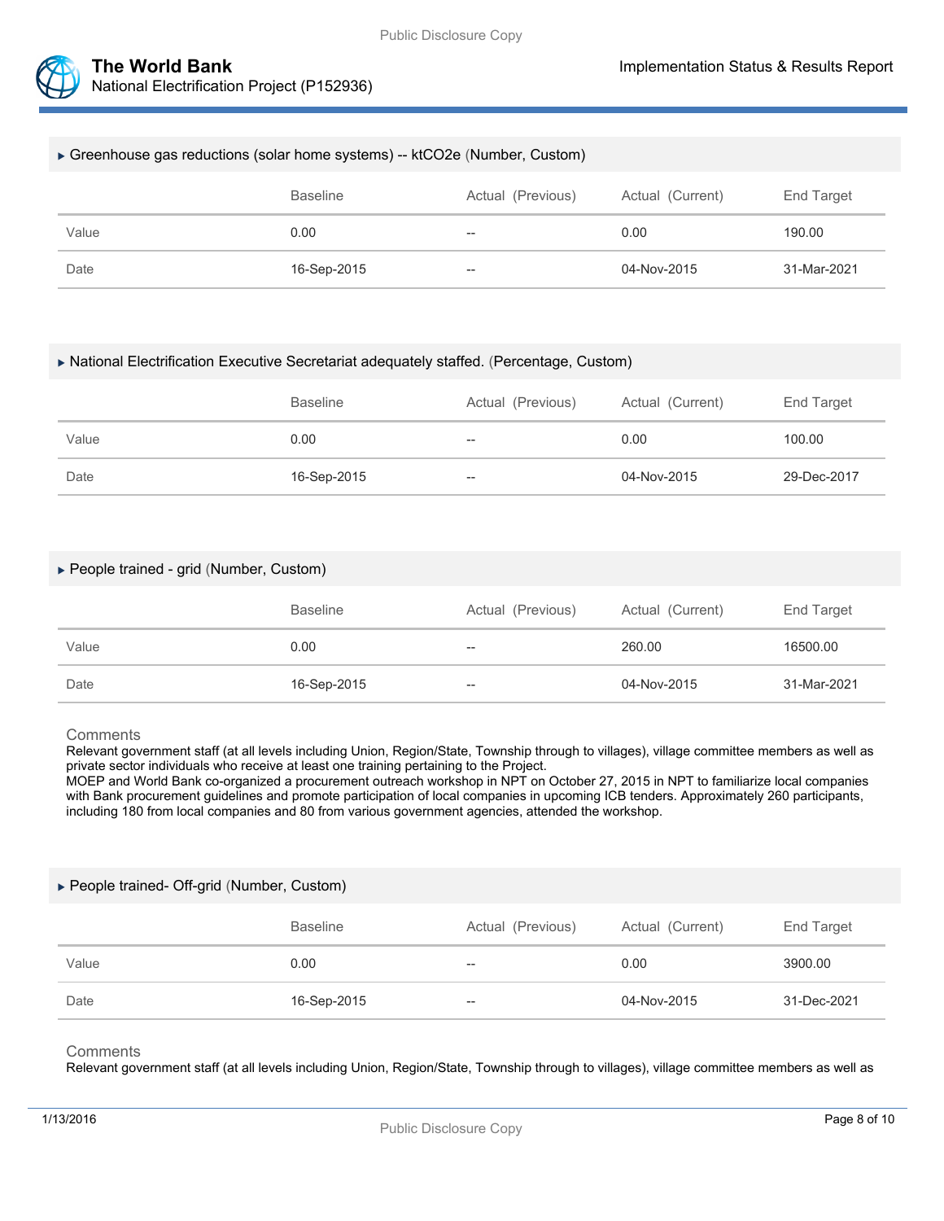### ▸ Greenhouse gas reductions (solar home systems) -- ktCO2e (Number, Custom)

| | Baseline | Actual (Previous) | Actual (Current) | End Target |
|---|---|---|---|---|
| Value | 0.00 | -- | 0.00 | 190.00 |
| Date | 16-Sep-2015 | -- | 04-Nov-2015 | 31-Mar-2021 |

### ▸ National Electrification Executive Secretariat adequately staffed. (Percentage, Custom)

| | Baseline | Actual (Previous) | Actual (Current) | End Target |
|---|---|---|---|---|
| Value | 0.00 | -- | 0.00 | 100.00 |
| Date | 16-Sep-2015 | -- | 04-Nov-2015 | 29-Dec-2017 |

### ▸ People trained - grid (Number, Custom)

| | Baseline | Actual (Previous) | Actual (Current) | End Target |
|---|---|---|---|---|
| Value | 0.00 | -- | 260.00 | 16500.00 |
| Date | 16-Sep-2015 | -- | 04-Nov-2015 | 31-Mar-2021 |

Comments

Relevant government staff (at all levels including Union, Region/State, Township through to villages), village committee members as well as private sector individuals who receive at least one training pertaining to the Project.

MOEP and World Bank co-organized a procurement outreach workshop in NPT on October 27, 2015 in NPT to familiarize local companies with Bank procurement guidelines and promote participation of local companies in upcoming ICB tenders. Approximately 260 participants, including 180 from local companies and 80 from various government agencies, attended the workshop.

### ▸ People trained- Off-grid (Number, Custom)

| | Baseline | Actual (Previous) | Actual (Current) | End Target |
|---|---|---|---|---|
| Value | 0.00 | -- | 0.00 | 3900.00 |
| Date | 16-Sep-2015 | -- | 04-Nov-2015 | 31-Dec-2021 |

Comments

Relevant government staff (at all levels including Union, Region/State, Township through to villages), village committee members as well as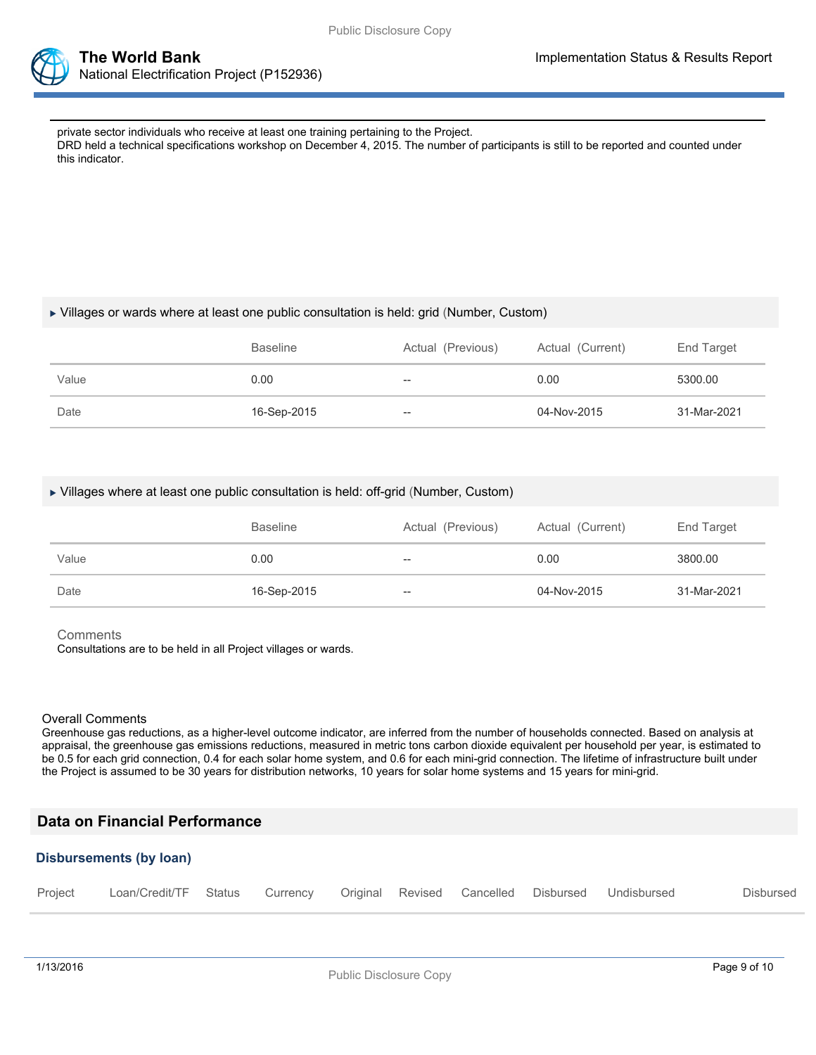private sector individuals who receive at least one training pertaining to the Project.
DRD held a technical specifications workshop on December 4, 2015. The number of participants is still to be reported and counted under this indicator.

▸ Villages or wards where at least one public consultation is held: grid (Number, Custom)

| | Baseline | Actual (Previous) | Actual (Current) | End Target |
|---|---|---|---|---|
| Value | 0.00 | -- | 0.00 | 5300.00 |
| Date | 16-Sep-2015 | -- | 04-Nov-2015 | 31-Mar-2021 |

▸ Villages where at least one public consultation is held: off-grid (Number, Custom)

| | Baseline | Actual (Previous) | Actual (Current) | End Target |
|---|---|---|---|---|
| Value | 0.00 | -- | 0.00 | 3800.00 |
| Date | 16-Sep-2015 | -- | 04-Nov-2015 | 31-Mar-2021 |

Comments
Consultations are to be held in all Project villages or wards.

Overall Comments
Greenhouse gas reductions, as a higher-level outcome indicator, are inferred from the number of households connected. Based on analysis at appraisal, the greenhouse gas emissions reductions, measured in metric tons carbon dioxide equivalent per household per year, is estimated to be 0.5 for each grid connection, 0.4 for each solar home system, and 0.6 for each mini-grid connection. The lifetime of infrastructure built under the Project is assumed to be 30 years for distribution networks, 10 years for solar home systems and 15 years for mini-grid.

## Data on Financial Performance

### Disbursements (by loan)

| Project | Loan/Credit/TF | Status | Currency | Original | Revised | Cancelled | Disbursed | Undisbursed | Disbursed |
|---|---|---|---|---|---|---|---|---|---|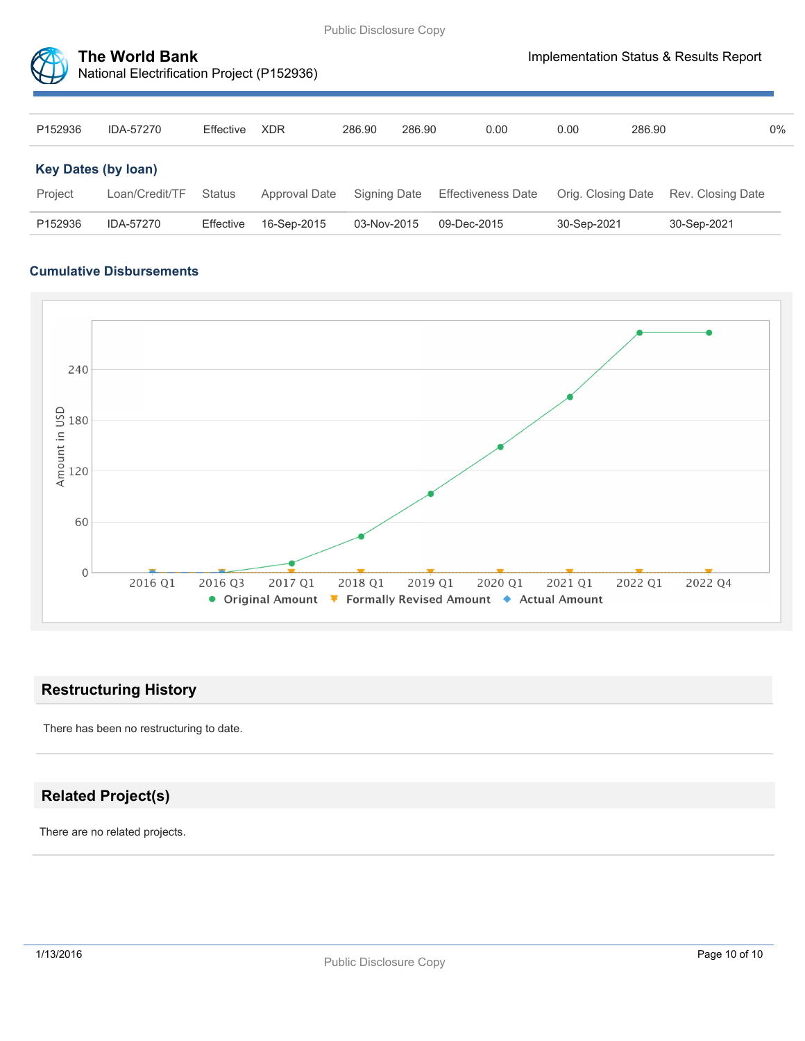| | | | | | | | | | |
|---|---|---|---|---|---|---|---|---|---|
| P152936 | IDA-57270 | Effective | XDR | 286.90 | 286.90 | 0.00 | 0.00 | 286.90 | 0% |

### Key Dates (by loan)

| Project | Loan/Credit/TF | Status | Approval Date | Signing Date | Effectiveness Date | Orig. Closing Date | Rev. Closing Date |
|---|---|---|---|---|---|---|---|
| P152936 | IDA-57270 | Effective | 16-Sep-2015 | 03-Nov-2015 | 09-Dec-2015 | 30-Sep-2021 | 30-Sep-2021 |

### Cumulative Disbursements

Amount in USD
240
180
120
60
0
2016 Q1
2016 Q3
2017 Q1
2018 Q1
2019 Q1
2020 Q1
2021 Q1
2022 Q1
2022 Q4
Original Amount
Formally Revised Amount
Actual Amount

## Restructuring History

There has been no restructuring to date.

## Related Project(s)

There are no related projects.